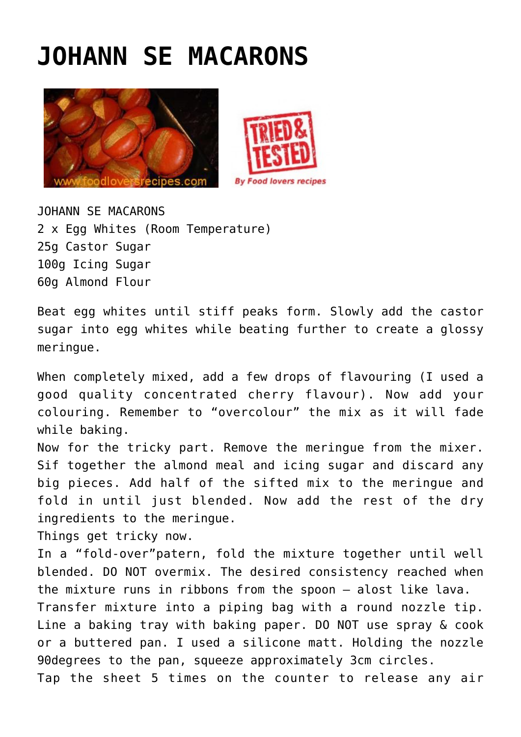# JOHANN SE MACARONS

JOHANN SE MACARONS
2 x Egg Whites (Room Temperature)
25g Castor Sugar
100g Icing Sugar
60g Almond Flour

Beat egg whites until stiff peaks form. Slowly add the castor sugar into egg whites while beating further to create a glossy meringue.

When completely mixed, add a few drops of flavouring (I used a good quality concentrated cherry flavour). Now add your colouring. Remember to "overcolour" the mix as it will fade while baking.
Now for the tricky part. Remove the meringue from the mixer. Sif together the almond meal and icing sugar and discard any big pieces. Add half of the sifted mix to the meringue and fold in until just blended. Now add the rest of the dry ingredients to the meringue.
Things get tricky now.
In a "fold-over"patern, fold the mixture together until well blended. DO NOT overmix. The desired consistency reached when the mixture runs in ribbons from the spoon – alost like lava.
Transfer mixture into a piping bag with a round nozzle tip. Line a baking tray with baking paper. DO NOT use spray & cook or a buttered pan. I used a silicone matt. Holding the nozzle 90degrees to the pan, squeeze approximately 3cm circles.
Tap the sheet 5 times on the counter to release any air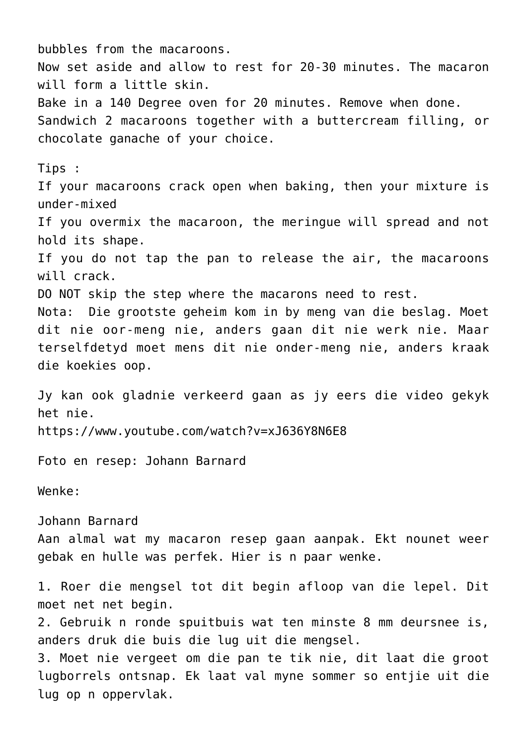bubbles from the macaroons.
Now set aside and allow to rest for 20-30 minutes. The macaron will form a little skin.
Bake in a 140 Degree oven for 20 minutes. Remove when done.
Sandwich 2 macaroons together with a buttercream filling, or chocolate ganache of your choice.

Tips :
If your macaroons crack open when baking, then your mixture is under-mixed
If you overmix the macaroon, the meringue will spread and not hold its shape.
If you do not tap the pan to release the air, the macaroons will crack.
DO NOT skip the step where the macarons need to rest.
Nota: Die grootste geheim kom in by meng van die beslag. Moet dit nie oor-meng nie, anders gaan dit nie werk nie. Maar terselfdetyd moet mens dit nie onder-meng nie, anders kraak die koekies oop.

Jy kan ook gladnie verkeerd gaan as jy eers die video gekyk het nie.
https://www.youtube.com/watch?v=xJ636Y8N6E8

Foto en resep: Johann Barnard

Wenke:

Johann Barnard
Aan almal wat my macaron resep gaan aanpak. Ekt nounet weer gebak en hulle was perfek. Hier is n paar wenke.

1. Roer die mengsel tot dit begin afloop van die lepel. Dit moet net net begin.
2. Gebruik n ronde spuitbuis wat ten minste 8 mm deursnee is, anders druk die buis die lug uit die mengsel.
3. Moet nie vergeet om die pan te tik nie, dit laat die groot lugborrels ontsnap. Ek laat val myne sommer so entjie uit die lug op n oppervlak.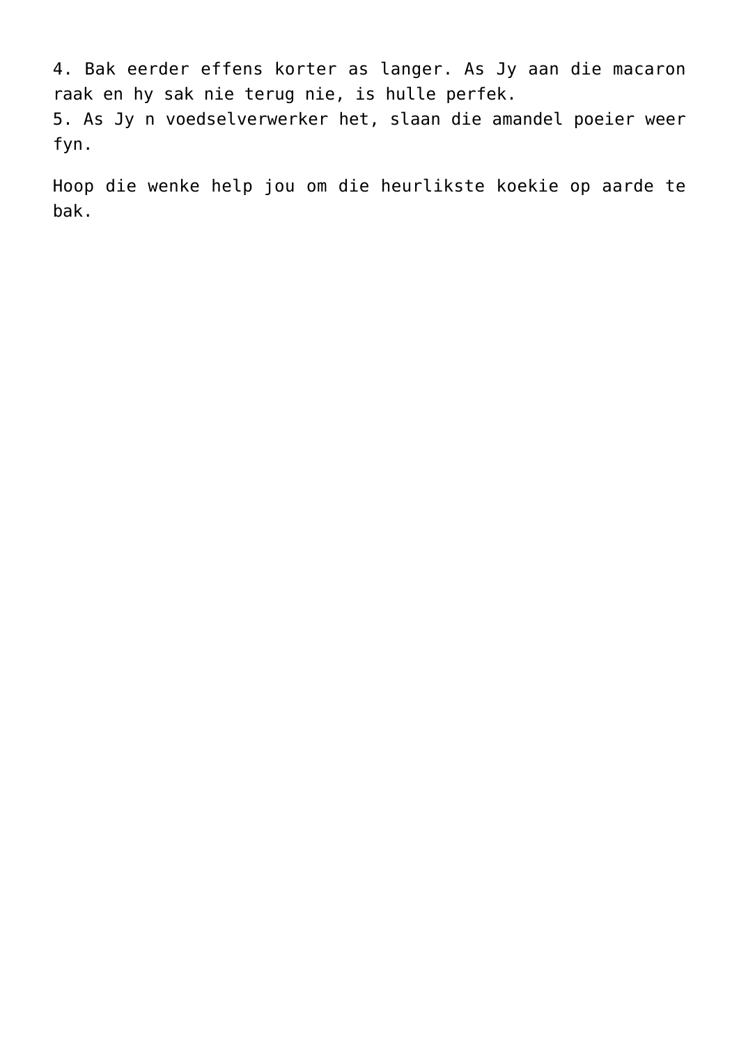4. Bak eerder effens korter as langer. As Jy aan die macaron raak en hy sak nie terug nie, is hulle perfek.
5. As Jy n voedselverwerker het, slaan die amandel poeier weer fyn.

Hoop die wenke help jou om die heurlikste koekie op aarde te bak.